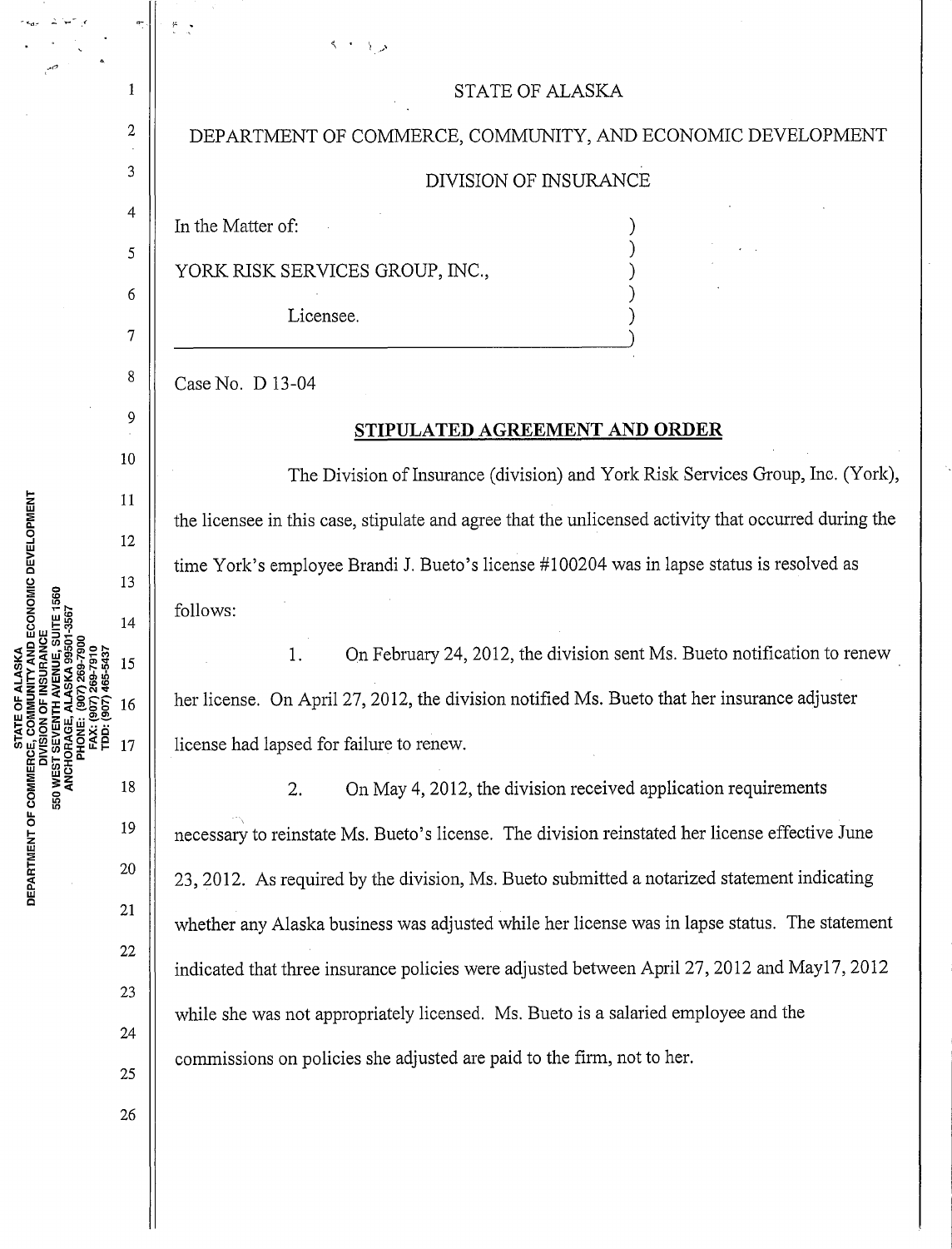STATE OF ALASKA

DEPARTMENT OF COMMERCE, COMMUNITY, AND ECONOMIC DEVELOPMENT

DIVISION OF INSURANCE

In the Matter of:

YORK RISK SERVICES GROUP, INC.,

Licensee.

Case No. D 13-04

## STIPULATED AGREEMENT AND ORDER

The Division of Insurance (division) and York Risk Services Group, Inc. (York), the licensee in this case, stipulate and agree that the unlicensed activity that occurred during the time York's employee Brandi J. Bueto's license #100204 was in lapse status is resolved as follows:

1. On February 24, 2012, the division sent Ms. Bueto notification to renew her license. On April 27, 2012, the division notified Ms. Bueto that her insurance adjuster license had lapsed for failure to renew.

2. On May 4, 2012, the division received application requirements necessary to reinstate Ms. Bueto's license. The division reinstated her license effective June 23, 2012. As required by the division, Ms. Bueto submitted a notarized statement indicating whether any Alaska business was adjusted while her license was in lapse status. The statement indicated that three insurance policies were adjusted between April 27, 2012 and May17, 2012 while she was not appropriately licensed. Ms. Bueto is a salaried employee and the commissions on policies she adjusted are paid to the firm, not to her.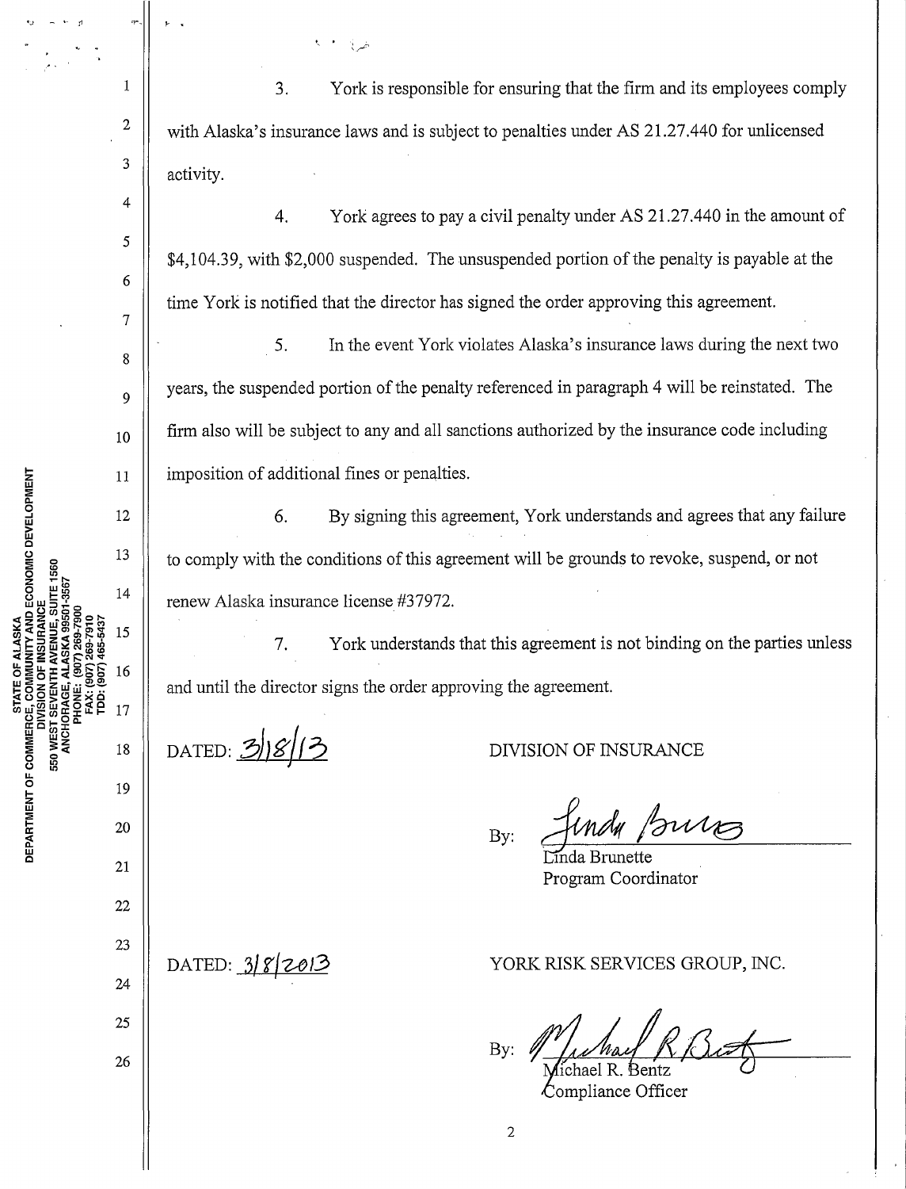3. York is responsible for ensuring that the firm and its employees comply with Alaska's insurance laws and is subject to penalties under AS 21.27.440 for unlicensed activity.

4. York agrees to pay a civil penalty under AS 21.27.440 in the amount of $4,104.39, with $2,000 suspended. The unsuspended portion of the penalty is payable at the time York is notified that the director has signed the order approving this agreement.

5. In the event York violates Alaska's insurance laws during the next two years, the suspended portion of the penalty referenced in paragraph 4 will be reinstated. The firm also will be subject to any and all sanctions authorized by the insurance code including imposition of additional fines or penalties.

6. By signing this agreement, York understands and agrees that any failure to comply with the conditions of this agreement will be grounds to revoke, suspend, or not renew Alaska insurance license #37972.

7. York understands that this agreement is not binding on the parties unless and until the director signs the order approving the agreement.

DATED: 3/18/13

DIVISION OF INSURANCE

By: Linda Brunette
Linda Brunette
Program Coordinator

DATED: 3/8/2013

YORK RISK SERVICES GROUP, INC.

By: Michael R. Bentz
Michael R. Bentz
Compliance Officer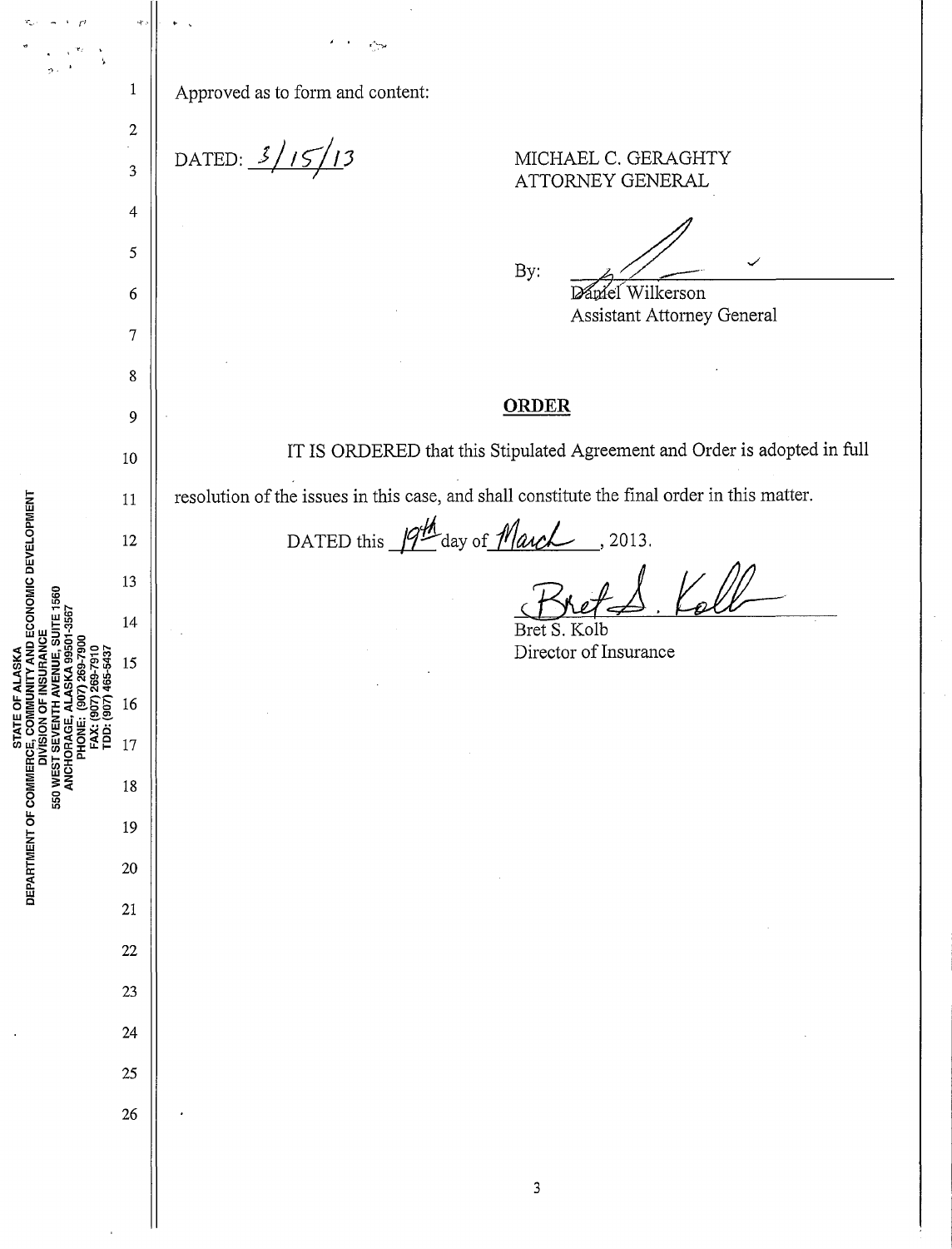Approved as to form and content:

DATED: 3/15/13

MICHAEL C. GERAGHTY
ATTORNEY GENERAL

By: ______________________
Daniel Wilkerson
Assistant Attorney General

## ORDER

IT IS ORDERED that this Stipulated Agreement and Order is adopted in full resolution of the issues in this case, and shall constitute the final order in this matter.

DATED this 19th day of March, 2013.

______________________
Bret S. Kolb
Director of Insurance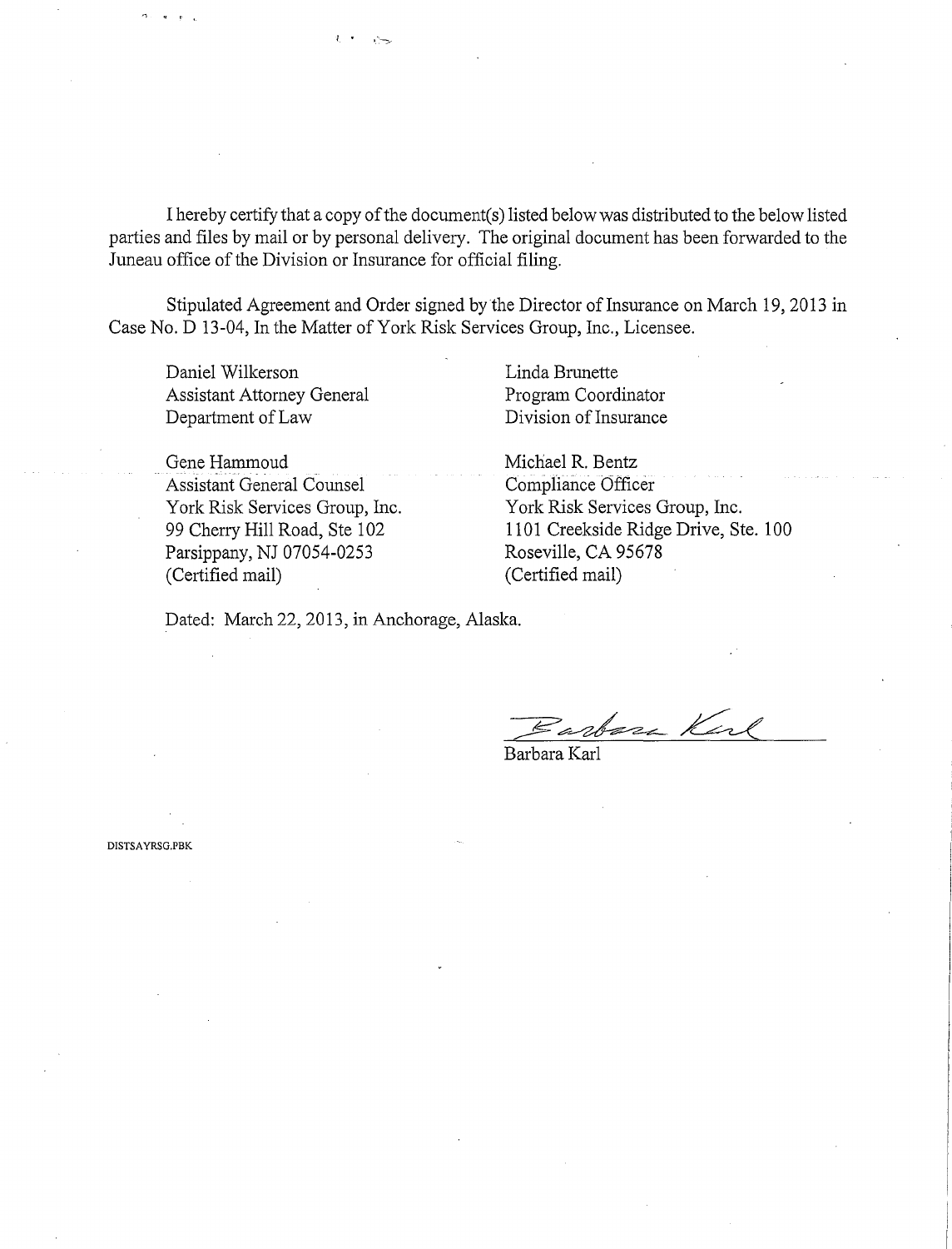I hereby certify that a copy of the document(s) listed below was distributed to the below listed parties and files by mail or by personal delivery. The original document has been forwarded to the Juneau office of the Division or Insurance for official filing.

Stipulated Agreement and Order signed by the Director of Insurance on March 19, 2013 in Case No. D 13-04, In the Matter of York Risk Services Group, Inc., Licensee.

Daniel Wilkerson
Assistant Attorney General
Department of Law

Linda Brunette
Program Coordinator
Division of Insurance

Gene Hammoud
Assistant General Counsel
York Risk Services Group, Inc.
99 Cherry Hill Road, Ste 102
Parsippany, NJ 07054-0253
(Certified mail)

Michael R. Bentz
Compliance Officer
York Risk Services Group, Inc.
1101 Creekside Ridge Drive, Ste. 100
Roseville, CA 95678
(Certified mail)

Dated: March 22, 2013, in Anchorage, Alaska.

Barbara Karl

DISTSAYRSG.PBK